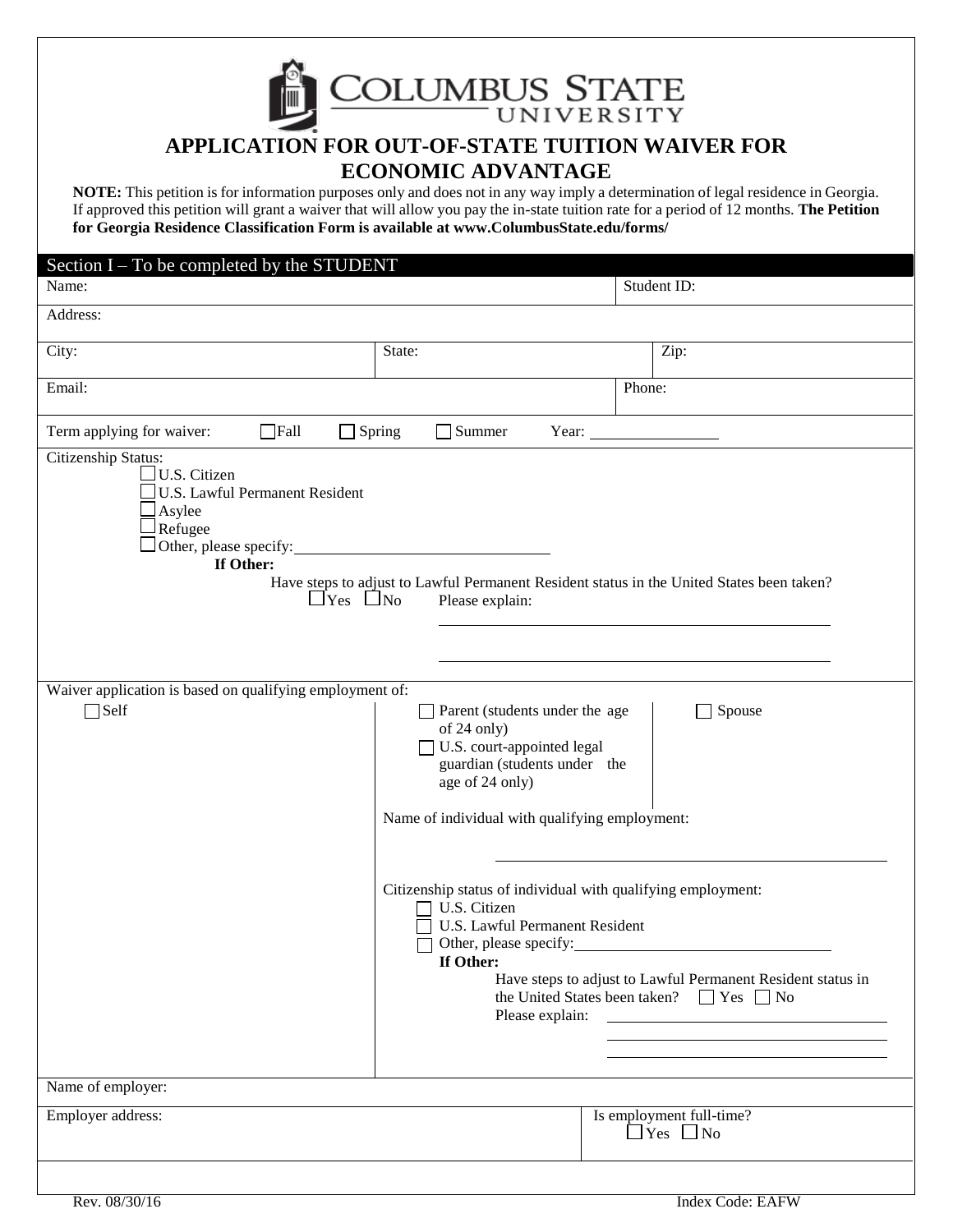COLUMBUS STATE UNIVERSITY

# APPLICATION FOR OUT-OF-STATE TUITION WAIVER FOR ECONOMIC ADVANTAGE

**NOTE:** This petition is for information purposes only and does not in any way imply a determination of legal residence in Georgia. If approved this petition will grant a waiver that will allow you pay the in-state tuition rate for a period of 12 months. **The Petition for Georgia Residence Classification Form is available at www.ColumbusState.edu/forms/**

## Section I – To be completed by the STUDENT

| Name: | | Student ID: |
|---|---|---|
| Address: | | |
| City: | State: | Zip: |
| Email: | | Phone: |

Term applying for waiver: ☐ Fall ☐ Spring ☐ Summer Year: ______________

Citizenship Status:

- ☐ U.S. Citizen
- ☐ U.S. Lawful Permanent Resident
- ☐ Asylee
- ☐ Refugee
- ☐ Other, please specify: ______________________________

**If Other:**

Have steps to adjust to Lawful Permanent Resident status in the United States been taken?
☐ Yes ☐ No Please explain:

______________________________________________

______________________________________________

Waiver application is based on qualifying employment of:

☐ Self

☐ Parent (students under the age of 24 only)

☐ U.S. court-appointed legal guardian (students under the age of 24 only)

☐ Spouse

Name of individual with qualifying employment:

______________________________________________

Citizenship status of individual with qualifying employment:

- ☐ U.S. Citizen
- ☐ U.S. Lawful Permanent Resident
- ☐ Other, please specify: ______________________________

**If Other:**

Have steps to adjust to Lawful Permanent Resident status in the United States been taken? ☐ Yes ☐ No
Please explain: ______________________________

______________________________

______________________________

Name of employer:

| Employer address: | Is employment full-time? ☐ Yes ☐ No |
|---|---|

Rev. 08/30/16 Index Code: EAFW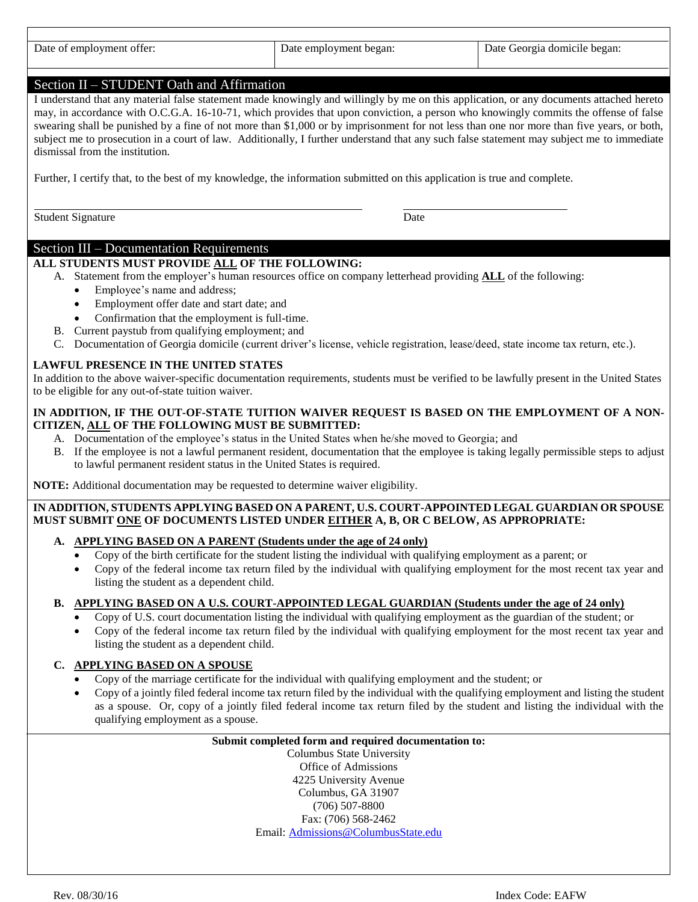| Date of employment offer: | Date employment began: | Date Georgia domicile began: |
|---|---|---|

## Section II – STUDENT Oath and Affirmation

I understand that any material false statement made knowingly and willingly by me on this application, or any documents attached hereto may, in accordance with O.C.G.A. 16-10-71, which provides that upon conviction, a person who knowingly commits the offense of false swearing shall be punished by a fine of not more than $1,000 or by imprisonment for not less than one nor more than five years, or both, subject me to prosecution in a court of law. Additionally, I further understand that any such false statement may subject me to immediate dismissal from the institution.

Further, I certify that, to the best of my knowledge, the information submitted on this application is true and complete.

Student Signature ______________________ Date ______________

## Section III – Documentation Requirements

**ALL STUDENTS MUST PROVIDE ALL OF THE FOLLOWING:**

A. Statement from the employer's human resources office on company letterhead providing **ALL** of the following:
   - Employee's name and address;
   - Employment offer date and start date; and
   - Confirmation that the employment is full-time.

B. Current paystub from qualifying employment; and

C. Documentation of Georgia domicile (current driver's license, vehicle registration, lease/deed, state income tax return, etc.).

**LAWFUL PRESENCE IN THE UNITED STATES**

In addition to the above waiver-specific documentation requirements, students must be verified to be lawfully present in the United States to be eligible for any out-of-state tuition waiver.

**IN ADDITION, IF THE OUT-OF-STATE TUITION WAIVER REQUEST IS BASED ON THE EMPLOYMENT OF A NON-CITIZEN, ALL OF THE FOLLOWING MUST BE SUBMITTED:**

A. Documentation of the employee's status in the United States when he/she moved to Georgia; and

B. If the employee is not a lawful permanent resident, documentation that the employee is taking legally permissible steps to adjust to lawful permanent resident status in the United States is required.

**NOTE:** Additional documentation may be requested to determine waiver eligibility.

**IN ADDITION, STUDENTS APPLYING BASED ON A PARENT, U.S. COURT-APPOINTED LEGAL GUARDIAN OR SPOUSE MUST SUBMIT ONE OF DOCUMENTS LISTED UNDER EITHER A, B, OR C BELOW, AS APPROPRIATE:**

**A. APPLYING BASED ON A PARENT (Students under the age of 24 only)**
   - Copy of the birth certificate for the student listing the individual with qualifying employment as a parent; or
   - Copy of the federal income tax return filed by the individual with qualifying employment for the most recent tax year and listing the student as a dependent child.

**B. APPLYING BASED ON A U.S. COURT-APPOINTED LEGAL GUARDIAN (Students under the age of 24 only)**
   - Copy of U.S. court documentation listing the individual with qualifying employment as the guardian of the student; or
   - Copy of the federal income tax return filed by the individual with qualifying employment for the most recent tax year and listing the student as a dependent child.

**C. APPLYING BASED ON A SPOUSE**
   - Copy of the marriage certificate for the individual with qualifying employment and the student; or
   - Copy of a jointly filed federal income tax return filed by the individual with the qualifying employment and listing the student as a spouse. Or, copy of a jointly filed federal income tax return filed by the student and listing the individual with the qualifying employment as a spouse.

**Submit completed form and required documentation to:**

Columbus State University
Office of Admissions
4225 University Avenue
Columbus, GA 31907
(706) 507-8800
Fax: (706) 568-2462
Email: Admissions@ColumbusState.edu

Rev. 08/30/16 Index Code: EAFW